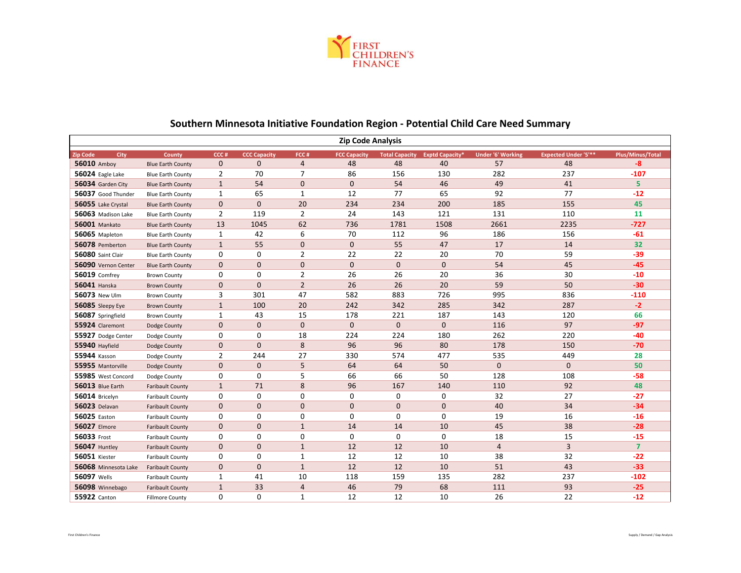FIRST CHILDREN'S FINANCE

# Southern Minnesota Initiative Foundation Region - Potential Child Care Need Summary

## Zip Code Analysis

| Zip Code | City | County | CCC # | CCC Capacity | FCC # | FCC Capacity | Total Capacity | Exptd Capacity* | Under '6' Working | Expected Under '5'** | Plus/Minus/Total |
|---|---|---|---|---|---|---|---|---|---|---|---|
| **56010** | Amboy | Blue Earth County | 0 | 0 | 4 | 48 | 48 | 40 | 57 | 48 | -8 |
| **56024** | Eagle Lake | Blue Earth County | 2 | 70 | 7 | 86 | 156 | 130 | 282 | 237 | -107 |
| **56034** | Garden City | Blue Earth County | 1 | 54 | 0 | 0 | 54 | 46 | 49 | 41 | 5 |
| **56037** | Good Thunder | Blue Earth County | 1 | 65 | 1 | 12 | 77 | 65 | 92 | 77 | -12 |
| **56055** | Lake Crystal | Blue Earth County | 0 | 0 | 20 | 234 | 234 | 200 | 185 | 155 | 45 |
| **56063** | Madison Lake | Blue Earth County | 2 | 119 | 2 | 24 | 143 | 121 | 131 | 110 | 11 |
| **56001** | Mankato | Blue Earth County | 13 | 1045 | 62 | 736 | 1781 | 1508 | 2661 | 2235 | -727 |
| **56065** | Mapleton | Blue Earth County | 1 | 42 | 6 | 70 | 112 | 96 | 186 | 156 | -61 |
| **56078** | Pemberton | Blue Earth County | 1 | 55 | 0 | 0 | 55 | 47 | 17 | 14 | 32 |
| **56080** | Saint Clair | Blue Earth County | 0 | 0 | 2 | 22 | 22 | 20 | 70 | 59 | -39 |
| **56090** | Vernon Center | Blue Earth County | 0 | 0 | 0 | 0 | 0 | 0 | 54 | 45 | -45 |
| **56019** | Comfrey | Brown County | 0 | 0 | 2 | 26 | 26 | 20 | 36 | 30 | -10 |
| **56041** | Hanska | Brown County | 0 | 0 | 2 | 26 | 26 | 20 | 59 | 50 | -30 |
| **56073** | New Ulm | Brown County | 3 | 301 | 47 | 582 | 883 | 726 | 995 | 836 | -110 |
| **56085** | Sleepy Eye | Brown County | 1 | 100 | 20 | 242 | 342 | 285 | 342 | 287 | -2 |
| **56087** | Springfield | Brown County | 1 | 43 | 15 | 178 | 221 | 187 | 143 | 120 | 66 |
| **55924** | Claremont | Dodge County | 0 | 0 | 0 | 0 | 0 | 0 | 116 | 97 | -97 |
| **55927** | Dodge Center | Dodge County | 0 | 0 | 18 | 224 | 224 | 180 | 262 | 220 | -40 |
| **55940** | Hayfield | Dodge County | 0 | 0 | 8 | 96 | 96 | 80 | 178 | 150 | -70 |
| **55944** | Kasson | Dodge County | 2 | 244 | 27 | 330 | 574 | 477 | 535 | 449 | 28 |
| **55955** | Mantorville | Dodge County | 0 | 0 | 5 | 64 | 64 | 50 | 0 | 0 | 50 |
| **55985** | West Concord | Dodge County | 0 | 0 | 5 | 66 | 66 | 50 | 128 | 108 | -58 |
| **56013** | Blue Earth | Faribault County | 1 | 71 | 8 | 96 | 167 | 140 | 110 | 92 | 48 |
| **56014** | Bricelyn | Faribault County | 0 | 0 | 0 | 0 | 0 | 0 | 32 | 27 | -27 |
| **56023** | Delavan | Faribault County | 0 | 0 | 0 | 0 | 0 | 0 | 40 | 34 | -34 |
| **56025** | Easton | Faribault County | 0 | 0 | 0 | 0 | 0 | 0 | 19 | 16 | -16 |
| **56027** | Elmore | Faribault County | 0 | 0 | 1 | 14 | 14 | 10 | 45 | 38 | -28 |
| **56033** | Frost | Faribault County | 0 | 0 | 0 | 0 | 0 | 0 | 18 | 15 | -15 |
| **56047** | Huntley | Faribault County | 0 | 0 | 1 | 12 | 12 | 10 | 4 | 3 | 7 |
| **56051** | Kiester | Faribault County | 0 | 0 | 1 | 12 | 12 | 10 | 38 | 32 | -22 |
| **56068** | Minnesota Lake | Faribault County | 0 | 0 | 1 | 12 | 12 | 10 | 51 | 43 | -33 |
| **56097** | Wells | Faribault County | 1 | 41 | 10 | 118 | 159 | 135 | 282 | 237 | -102 |
| **56098** | Winnebago | Faribault County | 1 | 33 | 4 | 46 | 79 | 68 | 111 | 93 | -25 |
| **55922** | Canton | Fillmore County | 0 | 0 | 1 | 12 | 12 | 10 | 26 | 22 | -12 |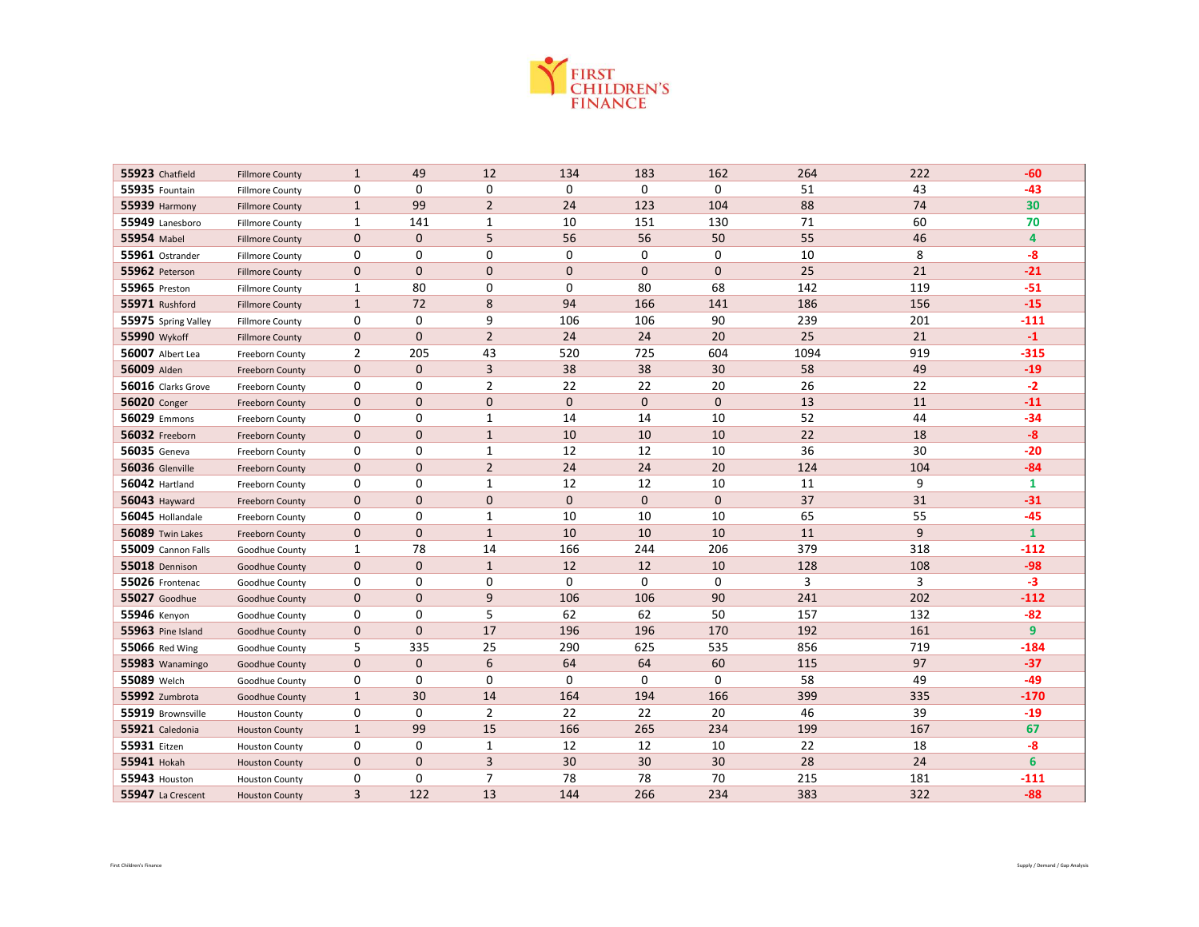FIRST CHILDREN'S FINANCE

| | | | | | | | | | |
|---|---|---|---|---|---|---|---|---|---|
| **55923** Chatfield | Fillmore County | 1 | 49 | 12 | 134 | 183 | 162 | 264 | 222 | -60 |
| **55935** Fountain | Fillmore County | 0 | 0 | 0 | 0 | 0 | 0 | 51 | 43 | -43 |
| **55939** Harmony | Fillmore County | 1 | 99 | 2 | 24 | 123 | 104 | 88 | 74 | 30 |
| **55949** Lanesboro | Fillmore County | 1 | 141 | 1 | 10 | 151 | 130 | 71 | 60 | 70 |
| **55954** Mabel | Fillmore County | 0 | 0 | 5 | 56 | 56 | 50 | 55 | 46 | 4 |
| **55961** Ostrander | Fillmore County | 0 | 0 | 0 | 0 | 0 | 0 | 10 | 8 | -8 |
| **55962** Peterson | Fillmore County | 0 | 0 | 0 | 0 | 0 | 0 | 25 | 21 | -21 |
| **55965** Preston | Fillmore County | 1 | 80 | 0 | 0 | 80 | 68 | 142 | 119 | -51 |
| **55971** Rushford | Fillmore County | 1 | 72 | 8 | 94 | 166 | 141 | 186 | 156 | -15 |
| **55975** Spring Valley | Fillmore County | 0 | 0 | 9 | 106 | 106 | 90 | 239 | 201 | -111 |
| **55990** Wykoff | Fillmore County | 0 | 0 | 2 | 24 | 24 | 20 | 25 | 21 | -1 |
| **56007** Albert Lea | Freeborn County | 2 | 205 | 43 | 520 | 725 | 604 | 1094 | 919 | -315 |
| **56009** Alden | Freeborn County | 0 | 0 | 3 | 38 | 38 | 30 | 58 | 49 | -19 |
| **56016** Clarks Grove | Freeborn County | 0 | 0 | 2 | 22 | 22 | 20 | 26 | 22 | -2 |
| **56020** Conger | Freeborn County | 0 | 0 | 0 | 0 | 0 | 0 | 13 | 11 | -11 |
| **56029** Emmons | Freeborn County | 0 | 0 | 1 | 14 | 14 | 10 | 52 | 44 | -34 |
| **56032** Freeborn | Freeborn County | 0 | 0 | 1 | 10 | 10 | 10 | 22 | 18 | -8 |
| **56035** Geneva | Freeborn County | 0 | 0 | 1 | 12 | 12 | 10 | 36 | 30 | -20 |
| **56036** Glenville | Freeborn County | 0 | 0 | 2 | 24 | 24 | 20 | 124 | 104 | -84 |
| **56042** Hartland | Freeborn County | 0 | 0 | 1 | 12 | 12 | 10 | 11 | 9 | 1 |
| **56043** Hayward | Freeborn County | 0 | 0 | 0 | 0 | 0 | 0 | 37 | 31 | -31 |
| **56045** Hollandale | Freeborn County | 0 | 0 | 1 | 10 | 10 | 10 | 65 | 55 | -45 |
| **56089** Twin Lakes | Freeborn County | 0 | 0 | 1 | 10 | 10 | 10 | 11 | 9 | 1 |
| **55009** Cannon Falls | Goodhue County | 1 | 78 | 14 | 166 | 244 | 206 | 379 | 318 | -112 |
| **55018** Dennison | Goodhue County | 0 | 0 | 1 | 12 | 12 | 10 | 128 | 108 | -98 |
| **55026** Frontenac | Goodhue County | 0 | 0 | 0 | 0 | 0 | 0 | 3 | 3 | -3 |
| **55027** Goodhue | Goodhue County | 0 | 0 | 9 | 106 | 106 | 90 | 241 | 202 | -112 |
| **55946** Kenyon | Goodhue County | 0 | 0 | 5 | 62 | 62 | 50 | 157 | 132 | -82 |
| **55963** Pine Island | Goodhue County | 0 | 0 | 17 | 196 | 196 | 170 | 192 | 161 | 9 |
| **55066** Red Wing | Goodhue County | 5 | 335 | 25 | 290 | 625 | 535 | 856 | 719 | -184 |
| **55983** Wanamingo | Goodhue County | 0 | 0 | 6 | 64 | 64 | 60 | 115 | 97 | -37 |
| **55089** Welch | Goodhue County | 0 | 0 | 0 | 0 | 0 | 0 | 58 | 49 | -49 |
| **55992** Zumbrota | Goodhue County | 1 | 30 | 14 | 164 | 194 | 166 | 399 | 335 | -170 |
| **55919** Brownsville | Houston County | 0 | 0 | 2 | 22 | 22 | 20 | 46 | 39 | -19 |
| **55921** Caledonia | Houston County | 1 | 99 | 15 | 166 | 265 | 234 | 199 | 167 | 67 |
| **55931** Eitzen | Houston County | 0 | 0 | 1 | 12 | 12 | 10 | 22 | 18 | -8 |
| **55941** Hokah | Houston County | 0 | 0 | 3 | 30 | 30 | 30 | 28 | 24 | 6 |
| **55943** Houston | Houston County | 0 | 0 | 7 | 78 | 78 | 70 | 215 | 181 | -111 |
| **55947** La Crescent | Houston County | 3 | 122 | 13 | 144 | 266 | 234 | 383 | 322 | -88 |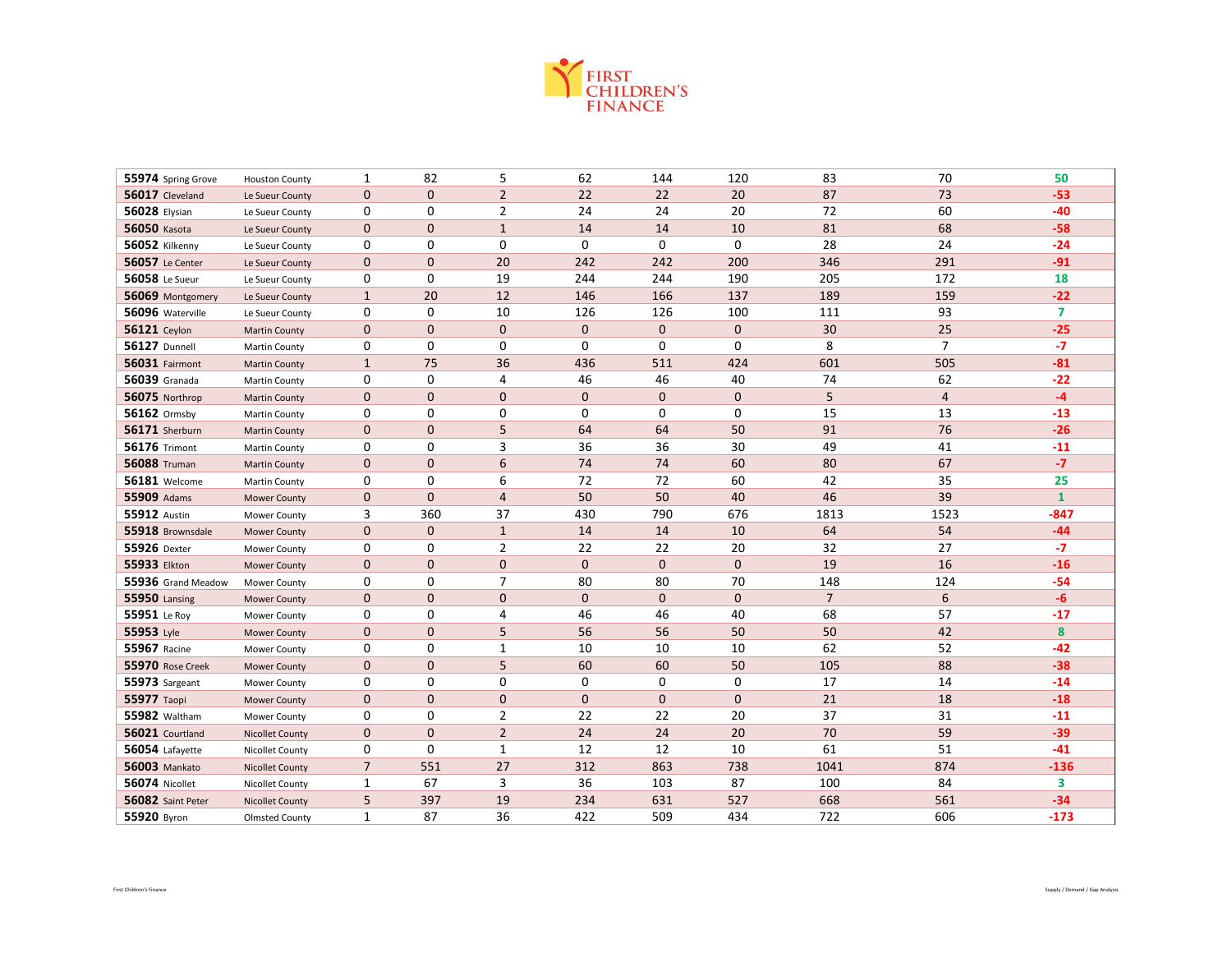FIRST CHILDREN'S FINANCE

| | | | | | | | | | |
|---|---|---|---|---|---|---|---|---|---|
| **55974** Spring Grove | Houston County | 1 | 82 | 5 | 62 | 144 | 120 | 83 | 70 | 50 |
| **56017** Cleveland | Le Sueur County | 0 | 0 | 2 | 22 | 22 | 20 | 87 | 73 | -53 |
| **56028** Elysian | Le Sueur County | 0 | 0 | 2 | 24 | 24 | 20 | 72 | 60 | -40 |
| **56050** Kasota | Le Sueur County | 0 | 0 | 1 | 14 | 14 | 10 | 81 | 68 | -58 |
| **56052** Kilkenny | Le Sueur County | 0 | 0 | 0 | 0 | 0 | 0 | 28 | 24 | -24 |
| **56057** Le Center | Le Sueur County | 0 | 0 | 20 | 242 | 242 | 200 | 346 | 291 | -91 |
| **56058** Le Sueur | Le Sueur County | 0 | 0 | 19 | 244 | 244 | 190 | 205 | 172 | 18 |
| **56069** Montgomery | Le Sueur County | 1 | 20 | 12 | 146 | 166 | 137 | 189 | 159 | -22 |
| **56096** Waterville | Le Sueur County | 0 | 0 | 10 | 126 | 126 | 100 | 111 | 93 | 7 |
| **56121** Ceylon | Martin County | 0 | 0 | 0 | 0 | 0 | 0 | 30 | 25 | -25 |
| **56127** Dunnell | Martin County | 0 | 0 | 0 | 0 | 0 | 0 | 8 | 7 | -7 |
| **56031** Fairmont | Martin County | 1 | 75 | 36 | 436 | 511 | 424 | 601 | 505 | -81 |
| **56039** Granada | Martin County | 0 | 0 | 4 | 46 | 46 | 40 | 74 | 62 | -22 |
| **56075** Northrop | Martin County | 0 | 0 | 0 | 0 | 0 | 0 | 5 | 4 | -4 |
| **56162** Ormsby | Martin County | 0 | 0 | 0 | 0 | 0 | 0 | 15 | 13 | -13 |
| **56171** Sherburn | Martin County | 0 | 0 | 5 | 64 | 64 | 50 | 91 | 76 | -26 |
| **56176** Trimont | Martin County | 0 | 0 | 3 | 36 | 36 | 30 | 49 | 41 | -11 |
| **56088** Truman | Martin County | 0 | 0 | 6 | 74 | 74 | 60 | 80 | 67 | -7 |
| **56181** Welcome | Martin County | 0 | 0 | 6 | 72 | 72 | 60 | 42 | 35 | 25 |
| **55909** Adams | Mower County | 0 | 0 | 4 | 50 | 50 | 40 | 46 | 39 | 1 |
| **55912** Austin | Mower County | 3 | 360 | 37 | 430 | 790 | 676 | 1813 | 1523 | -847 |
| **55918** Brownsdale | Mower County | 0 | 0 | 1 | 14 | 14 | 10 | 64 | 54 | -44 |
| **55926** Dexter | Mower County | 0 | 0 | 2 | 22 | 22 | 20 | 32 | 27 | -7 |
| **55933** Elkton | Mower County | 0 | 0 | 0 | 0 | 0 | 0 | 19 | 16 | -16 |
| **55936** Grand Meadow | Mower County | 0 | 0 | 7 | 80 | 80 | 70 | 148 | 124 | -54 |
| **55950** Lansing | Mower County | 0 | 0 | 0 | 0 | 0 | 0 | 7 | 6 | -6 |
| **55951** Le Roy | Mower County | 0 | 0 | 4 | 46 | 46 | 40 | 68 | 57 | -17 |
| **55953** Lyle | Mower County | 0 | 0 | 5 | 56 | 56 | 50 | 50 | 42 | 8 |
| **55967** Racine | Mower County | 0 | 0 | 1 | 10 | 10 | 10 | 62 | 52 | -42 |
| **55970** Rose Creek | Mower County | 0 | 0 | 5 | 60 | 60 | 50 | 105 | 88 | -38 |
| **55973** Sargeant | Mower County | 0 | 0 | 0 | 0 | 0 | 0 | 17 | 14 | -14 |
| **55977** Taopi | Mower County | 0 | 0 | 0 | 0 | 0 | 0 | 21 | 18 | -18 |
| **55982** Waltham | Mower County | 0 | 0 | 2 | 22 | 22 | 20 | 37 | 31 | -11 |
| **56021** Courtland | Nicollet County | 0 | 0 | 2 | 24 | 24 | 20 | 70 | 59 | -39 |
| **56054** Lafayette | Nicollet County | 0 | 0 | 1 | 12 | 12 | 10 | 61 | 51 | -41 |
| **56003** Mankato | Nicollet County | 7 | 551 | 27 | 312 | 863 | 738 | 1041 | 874 | -136 |
| **56074** Nicollet | Nicollet County | 1 | 67 | 3 | 36 | 103 | 87 | 100 | 84 | 3 |
| **56082** Saint Peter | Nicollet County | 5 | 397 | 19 | 234 | 631 | 527 | 668 | 561 | -34 |
| **55920** Byron | Olmsted County | 1 | 87 | 36 | 422 | 509 | 434 | 722 | 606 | -173 |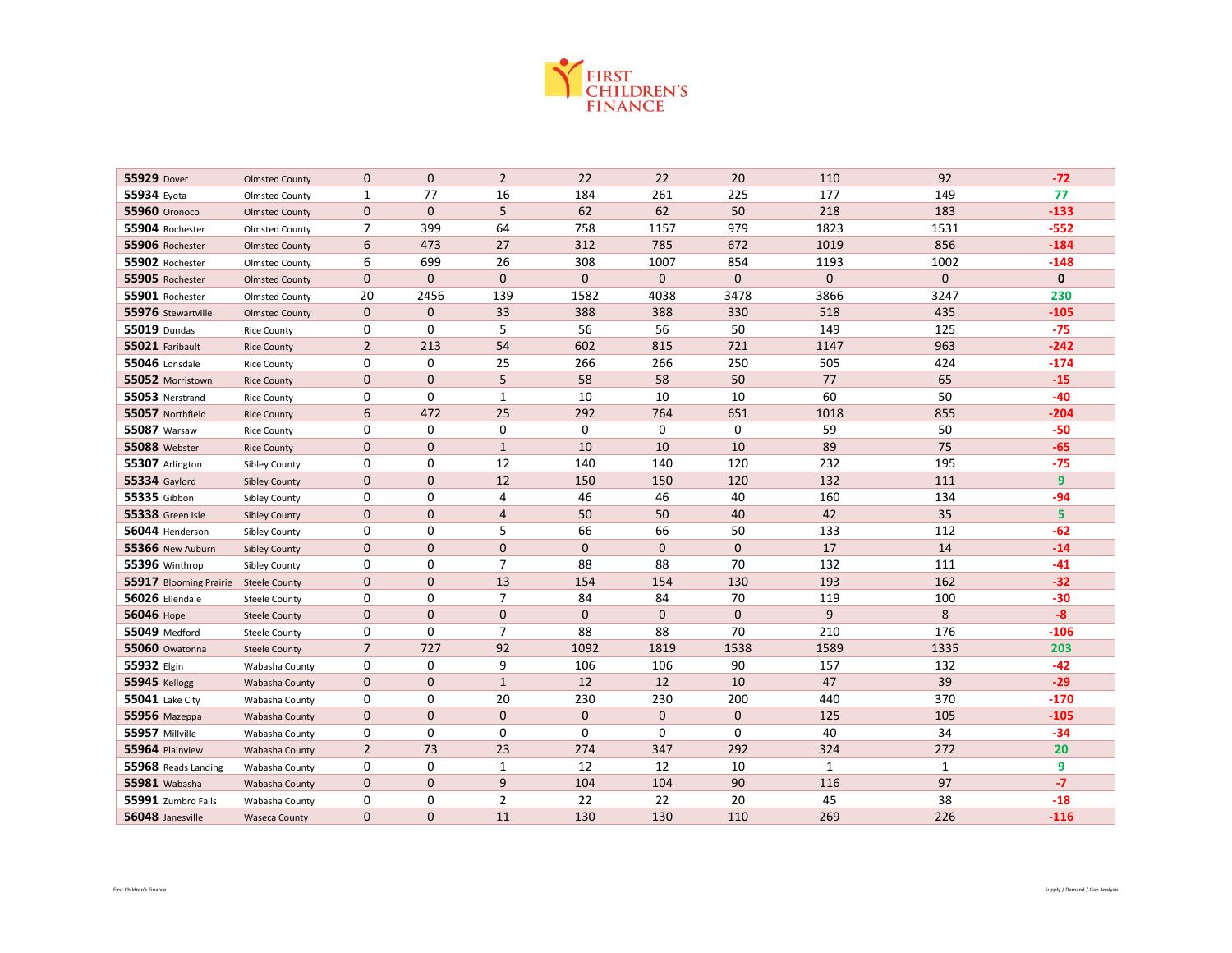FIRST CHILDREN'S FINANCE

| | | | | | | | | | | |
|---|---|---|---|---|---|---|---|---|---|---|
| **55929** Dover | Olmsted County | 0 | 0 | 2 | 22 | 22 | 20 | 110 | 92 | -72 |
| **55934** Eyota | Olmsted County | 1 | 77 | 16 | 184 | 261 | 225 | 177 | 149 | 77 |
| **55960** Oronoco | Olmsted County | 0 | 0 | 5 | 62 | 62 | 50 | 218 | 183 | -133 |
| **55904** Rochester | Olmsted County | 7 | 399 | 64 | 758 | 1157 | 979 | 1823 | 1531 | -552 |
| **55906** Rochester | Olmsted County | 6 | 473 | 27 | 312 | 785 | 672 | 1019 | 856 | -184 |
| **55902** Rochester | Olmsted County | 6 | 699 | 26 | 308 | 1007 | 854 | 1193 | 1002 | -148 |
| **55905** Rochester | Olmsted County | 0 | 0 | 0 | 0 | 0 | 0 | 0 | 0 | 0 |
| **55901** Rochester | Olmsted County | 20 | 2456 | 139 | 1582 | 4038 | 3478 | 3866 | 3247 | 230 |
| **55976** Stewartville | Olmsted County | 0 | 0 | 33 | 388 | 388 | 330 | 518 | 435 | -105 |
| **55019** Dundas | Rice County | 0 | 0 | 5 | 56 | 56 | 50 | 149 | 125 | -75 |
| **55021** Faribault | Rice County | 2 | 213 | 54 | 602 | 815 | 721 | 1147 | 963 | -242 |
| **55046** Lonsdale | Rice County | 0 | 0 | 25 | 266 | 266 | 250 | 505 | 424 | -174 |
| **55052** Morristown | Rice County | 0 | 0 | 5 | 58 | 58 | 50 | 77 | 65 | -15 |
| **55053** Nerstrand | Rice County | 0 | 0 | 1 | 10 | 10 | 10 | 60 | 50 | -40 |
| **55057** Northfield | Rice County | 6 | 472 | 25 | 292 | 764 | 651 | 1018 | 855 | -204 |
| **55087** Warsaw | Rice County | 0 | 0 | 0 | 0 | 0 | 0 | 59 | 50 | -50 |
| **55088** Webster | Rice County | 0 | 0 | 1 | 10 | 10 | 10 | 89 | 75 | -65 |
| **55307** Arlington | Sibley County | 0 | 0 | 12 | 140 | 140 | 120 | 232 | 195 | -75 |
| **55334** Gaylord | Sibley County | 0 | 0 | 12 | 150 | 150 | 120 | 132 | 111 | 9 |
| **55335** Gibbon | Sibley County | 0 | 0 | 4 | 46 | 46 | 40 | 160 | 134 | -94 |
| **55338** Green Isle | Sibley County | 0 | 0 | 4 | 50 | 50 | 40 | 42 | 35 | 5 |
| **56044** Henderson | Sibley County | 0 | 0 | 5 | 66 | 66 | 50 | 133 | 112 | -62 |
| **55366** New Auburn | Sibley County | 0 | 0 | 0 | 0 | 0 | 0 | 17 | 14 | -14 |
| **55396** Winthrop | Sibley County | 0 | 0 | 7 | 88 | 88 | 70 | 132 | 111 | -41 |
| **55917** Blooming Prairie | Steele County | 0 | 0 | 13 | 154 | 154 | 130 | 193 | 162 | -32 |
| **56026** Ellendale | Steele County | 0 | 0 | 7 | 84 | 84 | 70 | 119 | 100 | -30 |
| **56046** Hope | Steele County | 0 | 0 | 0 | 0 | 0 | 0 | 9 | 8 | -8 |
| **55049** Medford | Steele County | 0 | 0 | 7 | 88 | 88 | 70 | 210 | 176 | -106 |
| **55060** Owatonna | Steele County | 7 | 727 | 92 | 1092 | 1819 | 1538 | 1589 | 1335 | 203 |
| **55932** Elgin | Wabasha County | 0 | 0 | 9 | 106 | 106 | 90 | 157 | 132 | -42 |
| **55945** Kellogg | Wabasha County | 0 | 0 | 1 | 12 | 12 | 10 | 47 | 39 | -29 |
| **55041** Lake City | Wabasha County | 0 | 0 | 20 | 230 | 230 | 200 | 440 | 370 | -170 |
| **55956** Mazeppa | Wabasha County | 0 | 0 | 0 | 0 | 0 | 0 | 125 | 105 | -105 |
| **55957** Millville | Wabasha County | 0 | 0 | 0 | 0 | 0 | 0 | 40 | 34 | -34 |
| **55964** Plainview | Wabasha County | 2 | 73 | 23 | 274 | 347 | 292 | 324 | 272 | 20 |
| **55968** Reads Landing | Wabasha County | 0 | 0 | 1 | 12 | 12 | 10 | 1 | 1 | 9 |
| **55981** Wabasha | Wabasha County | 0 | 0 | 9 | 104 | 104 | 90 | 116 | 97 | -7 |
| **55991** Zumbro Falls | Wabasha County | 0 | 0 | 2 | 22 | 22 | 20 | 45 | 38 | -18 |
| **56048** Janesville | Waseca County | 0 | 0 | 11 | 130 | 130 | 110 | 269 | 226 | -116 |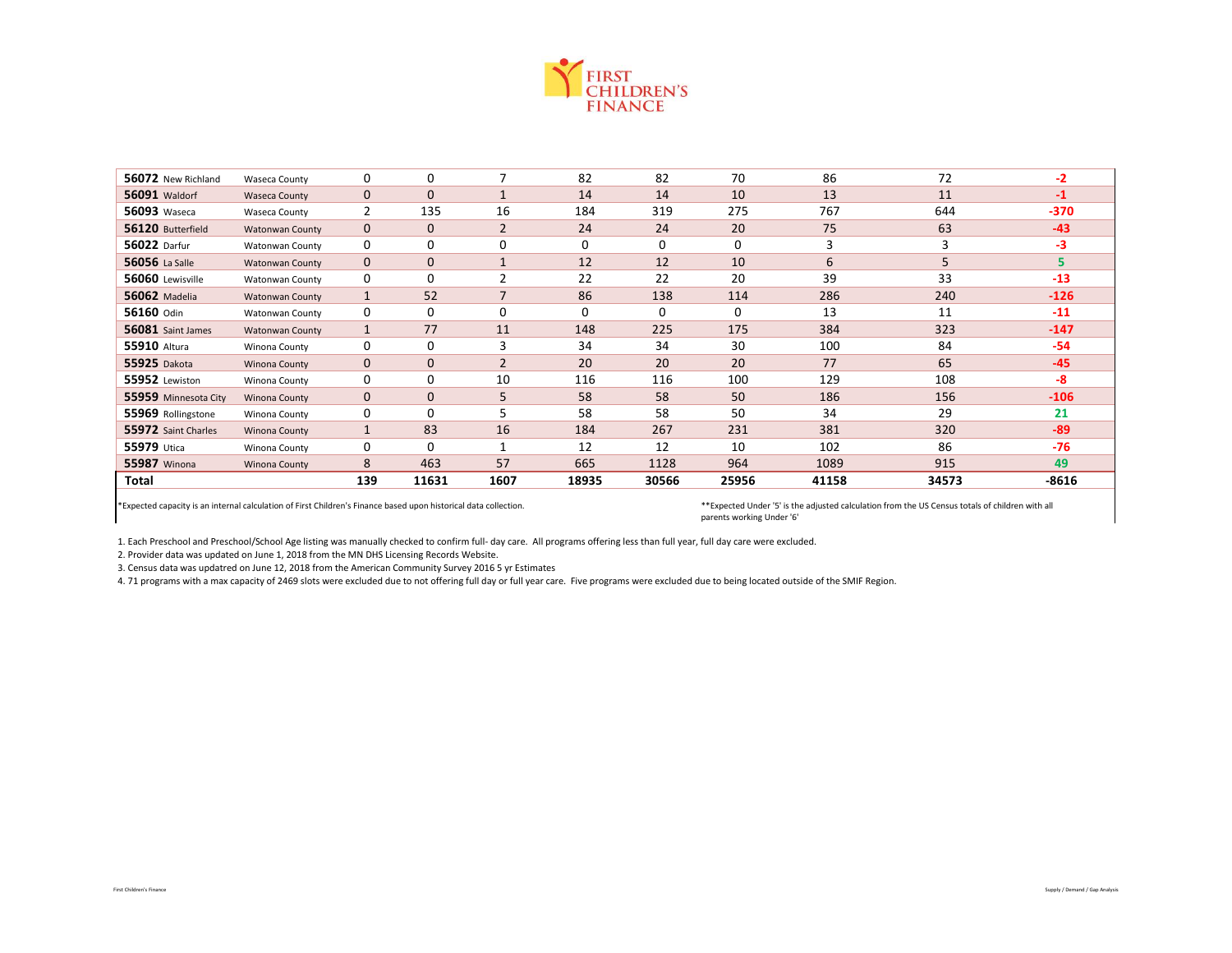FIRST CHILDREN'S FINANCE

| | | | | | | | | | | |
|---|---|---|---|---|---|---|---|---|---|---|
| **56072** New Richland | Waseca County | 0 | 0 | 7 | 82 | 82 | 70 | 86 | 72 | -2 |
| **56091** Waldorf | Waseca County | 0 | 0 | 1 | 14 | 14 | 10 | 13 | 11 | -1 |
| **56093** Waseca | Waseca County | 2 | 135 | 16 | 184 | 319 | 275 | 767 | 644 | -370 |
| **56120** Butterfield | Watonwan County | 0 | 0 | 2 | 24 | 24 | 20 | 75 | 63 | -43 |
| **56022** Darfur | Watonwan County | 0 | 0 | 0 | 0 | 0 | 0 | 3 | 3 | -3 |
| **56056** La Salle | Watonwan County | 0 | 0 | 1 | 12 | 12 | 10 | 6 | 5 | 5 |
| **56060** Lewisville | Watonwan County | 0 | 0 | 2 | 22 | 22 | 20 | 39 | 33 | -13 |
| **56062** Madelia | Watonwan County | 1 | 52 | 7 | 86 | 138 | 114 | 286 | 240 | -126 |
| **56160** Odin | Watonwan County | 0 | 0 | 0 | 0 | 0 | 0 | 13 | 11 | -11 |
| **56081** Saint James | Watonwan County | 1 | 77 | 11 | 148 | 225 | 175 | 384 | 323 | -147 |
| **55910** Altura | Winona County | 0 | 0 | 3 | 34 | 34 | 30 | 100 | 84 | -54 |
| **55925** Dakota | Winona County | 0 | 0 | 2 | 20 | 20 | 20 | 77 | 65 | -45 |
| **55952** Lewiston | Winona County | 0 | 0 | 10 | 116 | 116 | 100 | 129 | 108 | -8 |
| **55959** Minnesota City | Winona County | 0 | 0 | 5 | 58 | 58 | 50 | 186 | 156 | -106 |
| **55969** Rollingstone | Winona County | 0 | 0 | 5 | 58 | 58 | 50 | 34 | 29 | 21 |
| **55972** Saint Charles | Winona County | 1 | 83 | 16 | 184 | 267 | 231 | 381 | 320 | -89 |
| **55979** Utica | Winona County | 0 | 0 | 1 | 12 | 12 | 10 | 102 | 86 | -76 |
| **55987** Winona | Winona County | 8 | 463 | 57 | 665 | 1128 | 964 | 1089 | 915 | 49 |
| **Total** | | **139** | **11631** | **1607** | **18935** | **30566** | **25956** | **41158** | **34573** | **-8616** |

*Expected capacity is an internal calculation of First Children's Finance based upon historical data collection.

**Expected Under '5' is the adjusted calculation from the US Census totals of children with all parents working Under '6'

1. Each Preschool and Preschool/School Age listing was manually checked to confirm full- day care. All programs offering less than full year, full day care were excluded.
2. Provider data was updated on June 1, 2018 from the MN DHS Licensing Records Website.
3. Census data was updatred on June 12, 2018 from the American Community Survey 2016 5 yr Estimates
4. 71 programs with a max capacity of 2469 slots were excluded due to not offering full day or full year care. Five programs were excluded due to being located outside of the SMIF Region.